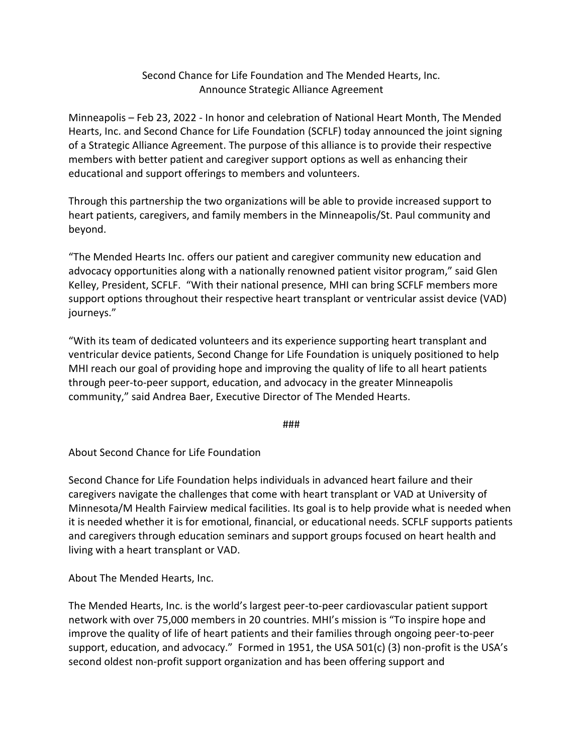# Second Chance for Life Foundation and The Mended Hearts, Inc. Announce Strategic Alliance Agreement

Minneapolis – Feb 23, 2022 - In honor and celebration of National Heart Month, The Mended Hearts, Inc. and Second Chance for Life Foundation (SCFLF) today announced the joint signing of a Strategic Alliance Agreement. The purpose of this alliance is to provide their respective members with better patient and caregiver support options as well as enhancing their educational and support offerings to members and volunteers.

Through this partnership the two organizations will be able to provide increased support to heart patients, caregivers, and family members in the Minneapolis/St. Paul community and beyond.

"The Mended Hearts Inc. offers our patient and caregiver community new education and advocacy opportunities along with a nationally renowned patient visitor program," said Glen Kelley, President, SCFLF. "With their national presence, MHI can bring SCFLF members more support options throughout their respective heart transplant or ventricular assist device (VAD) journeys."

"With its team of dedicated volunteers and its experience supporting heart transplant and ventricular device patients, Second Change for Life Foundation is uniquely positioned to help MHI reach our goal of providing hope and improving the quality of life to all heart patients through peer-to-peer support, education, and advocacy in the greater Minneapolis community," said Andrea Baer, Executive Director of The Mended Hearts.

###

## About Second Chance for Life Foundation

Second Chance for Life Foundation helps individuals in advanced heart failure and their caregivers navigate the challenges that come with heart transplant or VAD at University of Minnesota/M Health Fairview medical facilities. Its goal is to help provide what is needed when it is needed whether it is for emotional, financial, or educational needs. SCFLF supports patients and caregivers through education seminars and support groups focused on heart health and living with a heart transplant or VAD.

## About The Mended Hearts, Inc.

The Mended Hearts, Inc. is the world's largest peer-to-peer cardiovascular patient support network with over 75,000 members in 20 countries. MHI's mission is "To inspire hope and improve the quality of life of heart patients and their families through ongoing peer-to-peer support, education, and advocacy." Formed in 1951, the USA 501(c) (3) non-profit is the USA's second oldest non-profit support organization and has been offering support and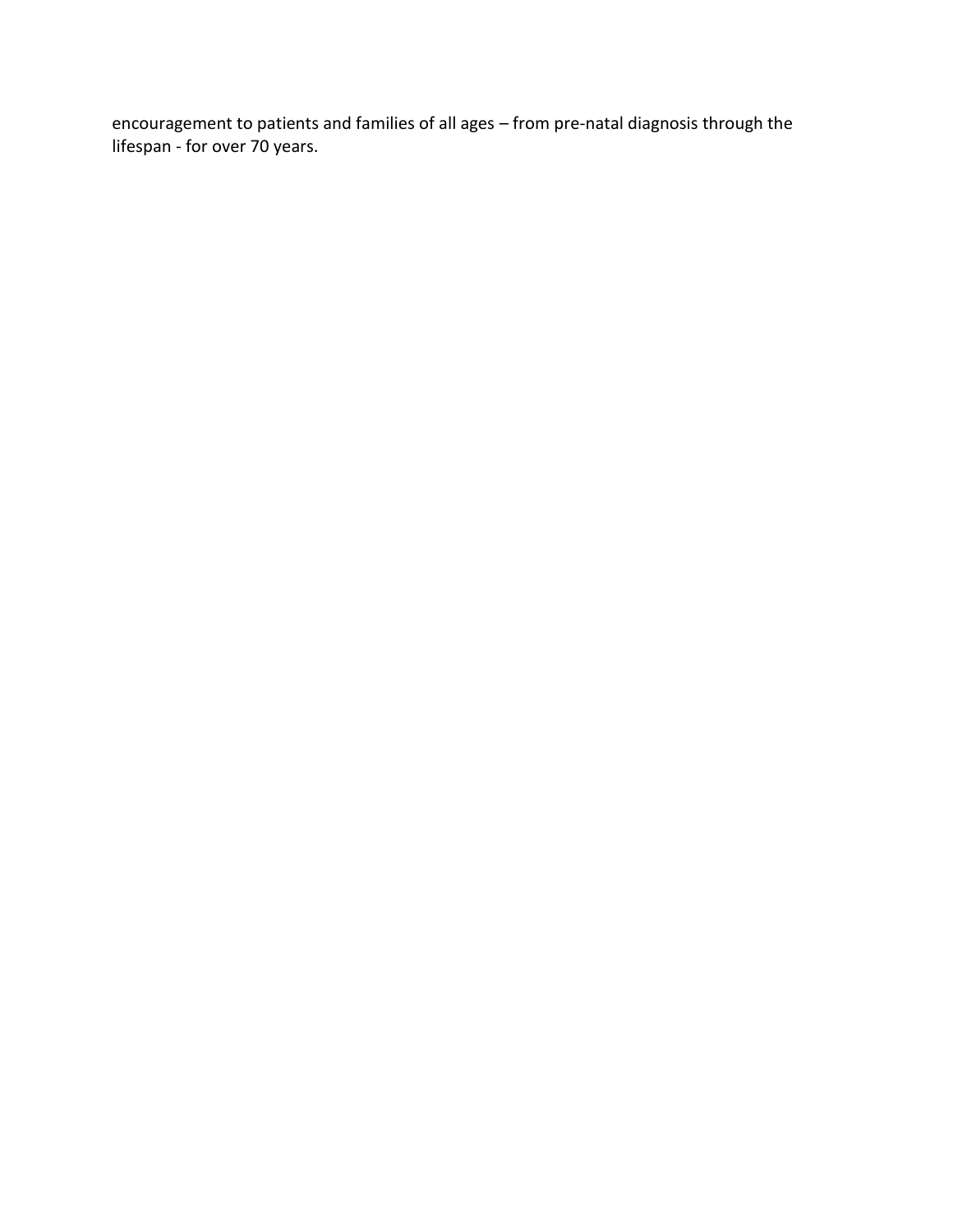encouragement to patients and families of all ages – from pre-natal diagnosis through the lifespan - for over 70 years.